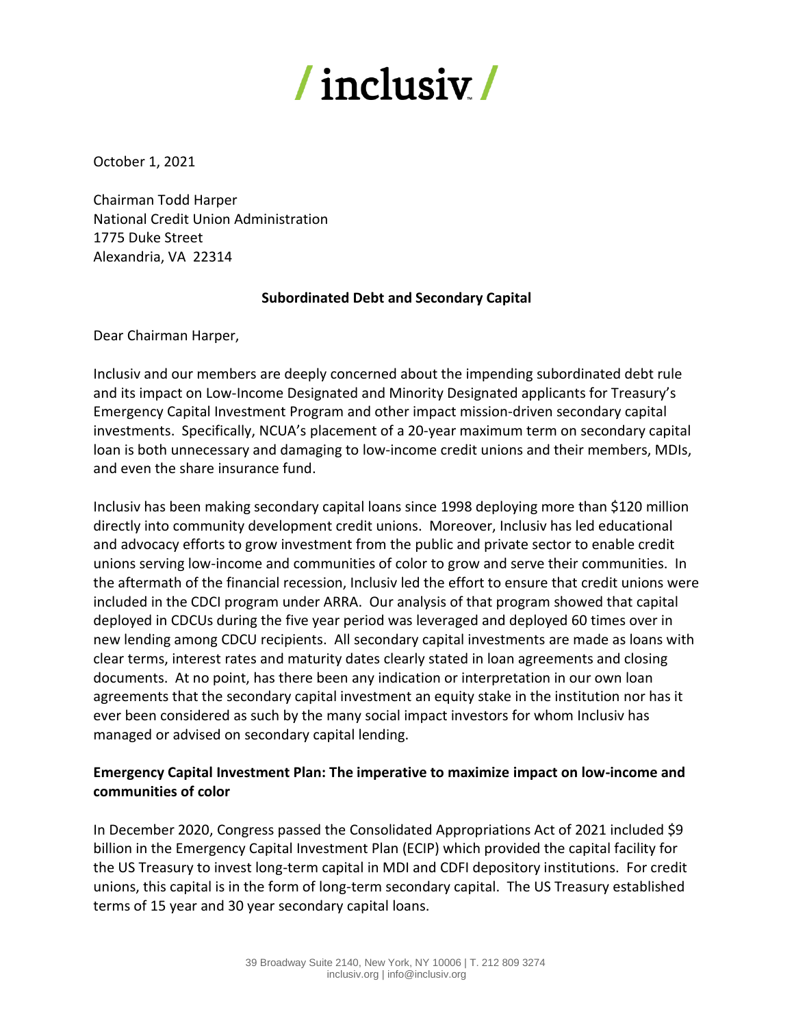/ inclusiv /

October 1, 2021

Chairman Todd Harper
National Credit Union Administration
1775 Duke Street
Alexandria, VA 22314

**Subordinated Debt and Secondary Capital**

Dear Chairman Harper,

Inclusiv and our members are deeply concerned about the impending subordinated debt rule and its impact on Low-Income Designated and Minority Designated applicants for Treasury's Emergency Capital Investment Program and other impact mission-driven secondary capital investments. Specifically, NCUA's placement of a 20-year maximum term on secondary capital loan is both unnecessary and damaging to low-income credit unions and their members, MDIs, and even the share insurance fund.

Inclusiv has been making secondary capital loans since 1998 deploying more than $120 million directly into community development credit unions. Moreover, Inclusiv has led educational and advocacy efforts to grow investment from the public and private sector to enable credit unions serving low-income and communities of color to grow and serve their communities. In the aftermath of the financial recession, Inclusiv led the effort to ensure that credit unions were included in the CDCI program under ARRA. Our analysis of that program showed that capital deployed in CDCUs during the five year period was leveraged and deployed 60 times over in new lending among CDCU recipients. All secondary capital investments are made as loans with clear terms, interest rates and maturity dates clearly stated in loan agreements and closing documents. At no point, has there been any indication or interpretation in our own loan agreements that the secondary capital investment an equity stake in the institution nor has it ever been considered as such by the many social impact investors for whom Inclusiv has managed or advised on secondary capital lending.

**Emergency Capital Investment Plan: The imperative to maximize impact on low-income and communities of color**

In December 2020, Congress passed the Consolidated Appropriations Act of 2021 included $9 billion in the Emergency Capital Investment Plan (ECIP) which provided the capital facility for the US Treasury to invest long-term capital in MDI and CDFI depository institutions. For credit unions, this capital is in the form of long-term secondary capital. The US Treasury established terms of 15 year and 30 year secondary capital loans.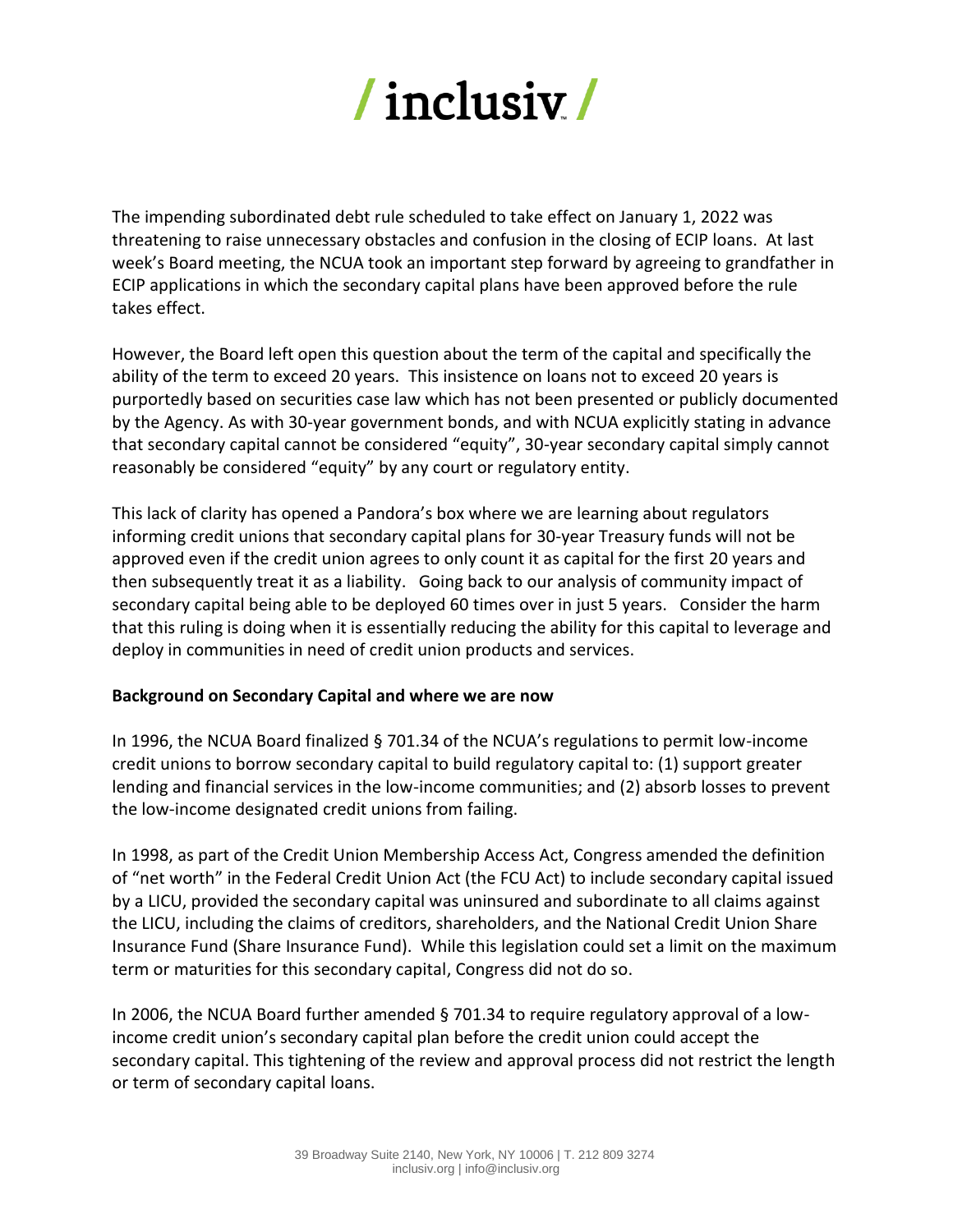The impending subordinated debt rule scheduled to take effect on January 1, 2022 was threatening to raise unnecessary obstacles and confusion in the closing of ECIP loans. At last week's Board meeting, the NCUA took an important step forward by agreeing to grandfather in ECIP applications in which the secondary capital plans have been approved before the rule takes effect.

However, the Board left open this question about the term of the capital and specifically the ability of the term to exceed 20 years. This insistence on loans not to exceed 20 years is purportedly based on securities case law which has not been presented or publicly documented by the Agency. As with 30-year government bonds, and with NCUA explicitly stating in advance that secondary capital cannot be considered "equity", 30-year secondary capital simply cannot reasonably be considered "equity" by any court or regulatory entity.

This lack of clarity has opened a Pandora's box where we are learning about regulators informing credit unions that secondary capital plans for 30-year Treasury funds will not be approved even if the credit union agrees to only count it as capital for the first 20 years and then subsequently treat it as a liability. Going back to our analysis of community impact of secondary capital being able to be deployed 60 times over in just 5 years. Consider the harm that this ruling is doing when it is essentially reducing the ability for this capital to leverage and deploy in communities in need of credit union products and services.

**Background on Secondary Capital and where we are now**

In 1996, the NCUA Board finalized § 701.34 of the NCUA's regulations to permit low-income credit unions to borrow secondary capital to build regulatory capital to: (1) support greater lending and financial services in the low-income communities; and (2) absorb losses to prevent the low-income designated credit unions from failing.

In 1998, as part of the Credit Union Membership Access Act, Congress amended the definition of "net worth" in the Federal Credit Union Act (the FCU Act) to include secondary capital issued by a LICU, provided the secondary capital was uninsured and subordinate to all claims against the LICU, including the claims of creditors, shareholders, and the National Credit Union Share Insurance Fund (Share Insurance Fund). While this legislation could set a limit on the maximum term or maturities for this secondary capital, Congress did not do so.

In 2006, the NCUA Board further amended § 701.34 to require regulatory approval of a low-income credit union's secondary capital plan before the credit union could accept the secondary capital. This tightening of the review and approval process did not restrict the length or term of secondary capital loans.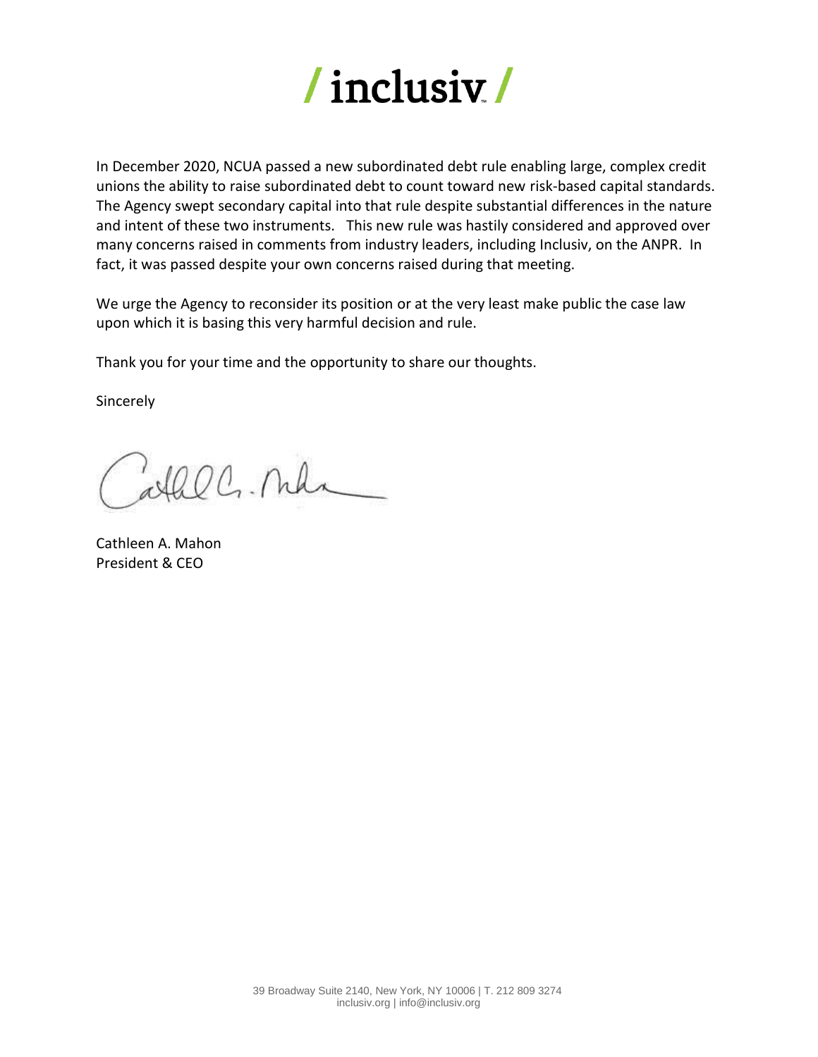# / inclusiv /

In December 2020, NCUA passed a new subordinated debt rule enabling large, complex credit unions the ability to raise subordinated debt to count toward new risk-based capital standards. The Agency swept secondary capital into that rule despite substantial differences in the nature and intent of these two instruments. This new rule was hastily considered and approved over many concerns raised in comments from industry leaders, including Inclusiv, on the ANPR. In fact, it was passed despite your own concerns raised during that meeting.

We urge the Agency to reconsider its position or at the very least make public the case law upon which it is basing this very harmful decision and rule.

Thank you for your time and the opportunity to share our thoughts.

Sincerely

Cathleen A. Mahon
President & CEO

39 Broadway Suite 2140, New York, NY 10006 | T. 212 809 3274
inclusiv.org | info@inclusiv.org